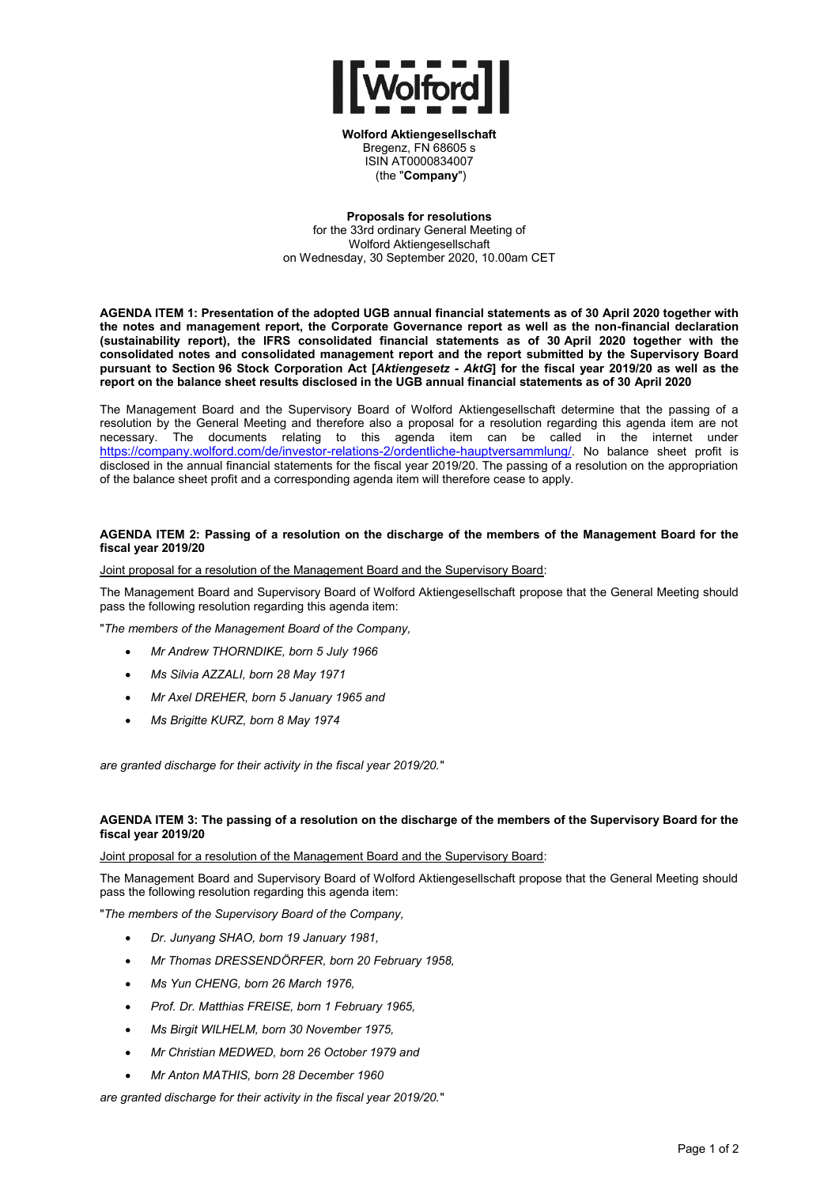**Wolford Aktiengesellschaft**
Bregenz, FN 68605 s
ISIN AT0000834007
(the "**Company**")

**Proposals for resolutions**
for the 33rd ordinary General Meeting of
Wolford Aktiengesellschaft
on Wednesday, 30 September 2020, 10.00am CET

**AGENDA ITEM 1: Presentation of the adopted UGB annual financial statements as of 30 April 2020 together with the notes and management report, the Corporate Governance report as well as the non-financial declaration (sustainability report), the IFRS consolidated financial statements as of 30 April 2020 together with the consolidated notes and consolidated management report and the report submitted by the Supervisory Board pursuant to Section 96 Stock Corporation Act [*Aktiengesetz - AktG*] for the fiscal year 2019/20 as well as the report on the balance sheet results disclosed in the UGB annual financial statements as of 30 April 2020**

The Management Board and the Supervisory Board of Wolford Aktiengesellschaft determine that the passing of a resolution by the General Meeting and therefore also a proposal for a resolution regarding this agenda item are not necessary. The documents relating to this agenda item can be called in the internet under https://company.wolford.com/de/investor-relations-2/ordentliche-hauptversammlung/. No balance sheet profit is disclosed in the annual financial statements for the fiscal year 2019/20. The passing of a resolution on the appropriation of the balance sheet profit and a corresponding agenda item will therefore cease to apply.

**AGENDA ITEM 2: Passing of a resolution on the discharge of the members of the Management Board for the fiscal year 2019/20**

Joint proposal for a resolution of the Management Board and the Supervisory Board:

The Management Board and Supervisory Board of Wolford Aktiengesellschaft propose that the General Meeting should pass the following resolution regarding this agenda item:

"*The members of the Management Board of the Company,*

- *Mr Andrew THORNDIKE, born 5 July 1966*
- *Ms Silvia AZZALI, born 28 May 1971*
- *Mr Axel DREHER, born 5 January 1965 and*
- *Ms Brigitte KURZ, born 8 May 1974*

*are granted discharge for their activity in the fiscal year 2019/20.*"

**AGENDA ITEM 3: The passing of a resolution on the discharge of the members of the Supervisory Board for the fiscal year 2019/20**

Joint proposal for a resolution of the Management Board and the Supervisory Board:

The Management Board and Supervisory Board of Wolford Aktiengesellschaft propose that the General Meeting should pass the following resolution regarding this agenda item:

"*The members of the Supervisory Board of the Company,*

- *Dr. Junyang SHAO, born 19 January 1981,*
- *Mr Thomas DRESSENDÖRFER, born 20 February 1958,*
- *Ms Yun CHENG, born 26 March 1976,*
- *Prof. Dr. Matthias FREISE, born 1 February 1965,*
- *Ms Birgit WILHELM, born 30 November 1975,*
- *Mr Christian MEDWED, born 26 October 1979 and*
- *Mr Anton MATHIS, born 28 December 1960*

*are granted discharge for their activity in the fiscal year 2019/20.*"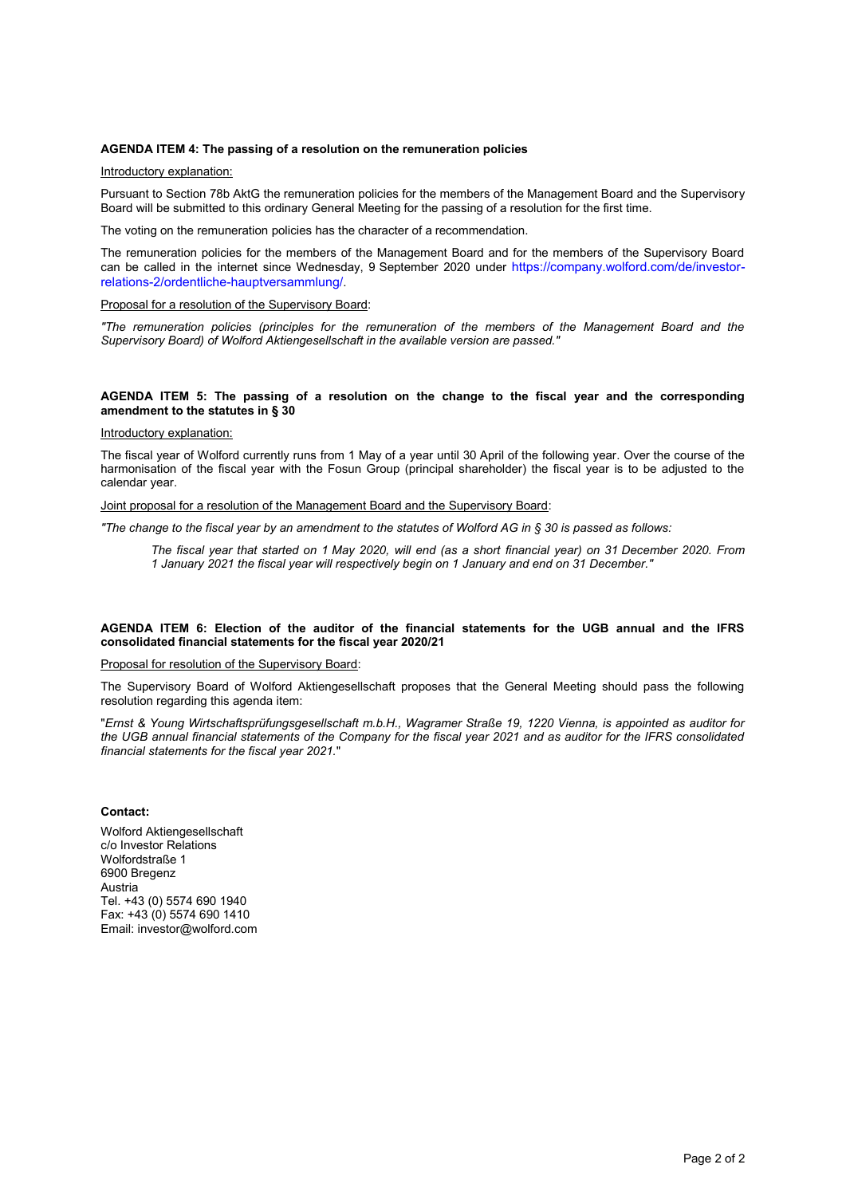**AGENDA ITEM 4: The passing of a resolution on the remuneration policies**

Introductory explanation:

Pursuant to Section 78b AktG the remuneration policies for the members of the Management Board and the Supervisory Board will be submitted to this ordinary General Meeting for the passing of a resolution for the first time.

The voting on the remuneration policies has the character of a recommendation.

The remuneration policies for the members of the Management Board and for the members of the Supervisory Board can be called in the internet since Wednesday, 9 September 2020 under https://company.wolford.com/de/investor-relations-2/ordentliche-hauptversammlung/.

Proposal for a resolution of the Supervisory Board:

*"The remuneration policies (principles for the remuneration of the members of the Management Board and the Supervisory Board) of Wolford Aktiengesellschaft in the available version are passed."*

**AGENDA ITEM 5: The passing of a resolution on the change to the fiscal year and the corresponding amendment to the statutes in § 30**

Introductory explanation:

The fiscal year of Wolford currently runs from 1 May of a year until 30 April of the following year. Over the course of the harmonisation of the fiscal year with the Fosun Group (principal shareholder) the fiscal year is to be adjusted to the calendar year.

Joint proposal for a resolution of the Management Board and the Supervisory Board:

*"The change to the fiscal year by an amendment to the statutes of Wolford AG in § 30 is passed as follows:*

> *The fiscal year that started on 1 May 2020, will end (as a short financial year) on 31 December 2020. From 1 January 2021 the fiscal year will respectively begin on 1 January and end on 31 December."*

**AGENDA ITEM 6: Election of the auditor of the financial statements for the UGB annual and the IFRS consolidated financial statements for the fiscal year 2020/21**

Proposal for resolution of the Supervisory Board:

The Supervisory Board of Wolford Aktiengesellschaft proposes that the General Meeting should pass the following resolution regarding this agenda item:

"*Ernst & Young Wirtschaftsprüfungsgesellschaft m.b.H., Wagramer Straße 19, 1220 Vienna, is appointed as auditor for the UGB annual financial statements of the Company for the fiscal year 2021 and as auditor for the IFRS consolidated financial statements for the fiscal year 2021.*"

**Contact:**

Wolford Aktiengesellschaft
c/o Investor Relations
Wolfordstraße 1
6900 Bregenz
Austria
Tel. +43 (0) 5574 690 1940
Fax: +43 (0) 5574 690 1410
Email: investor@wolford.com